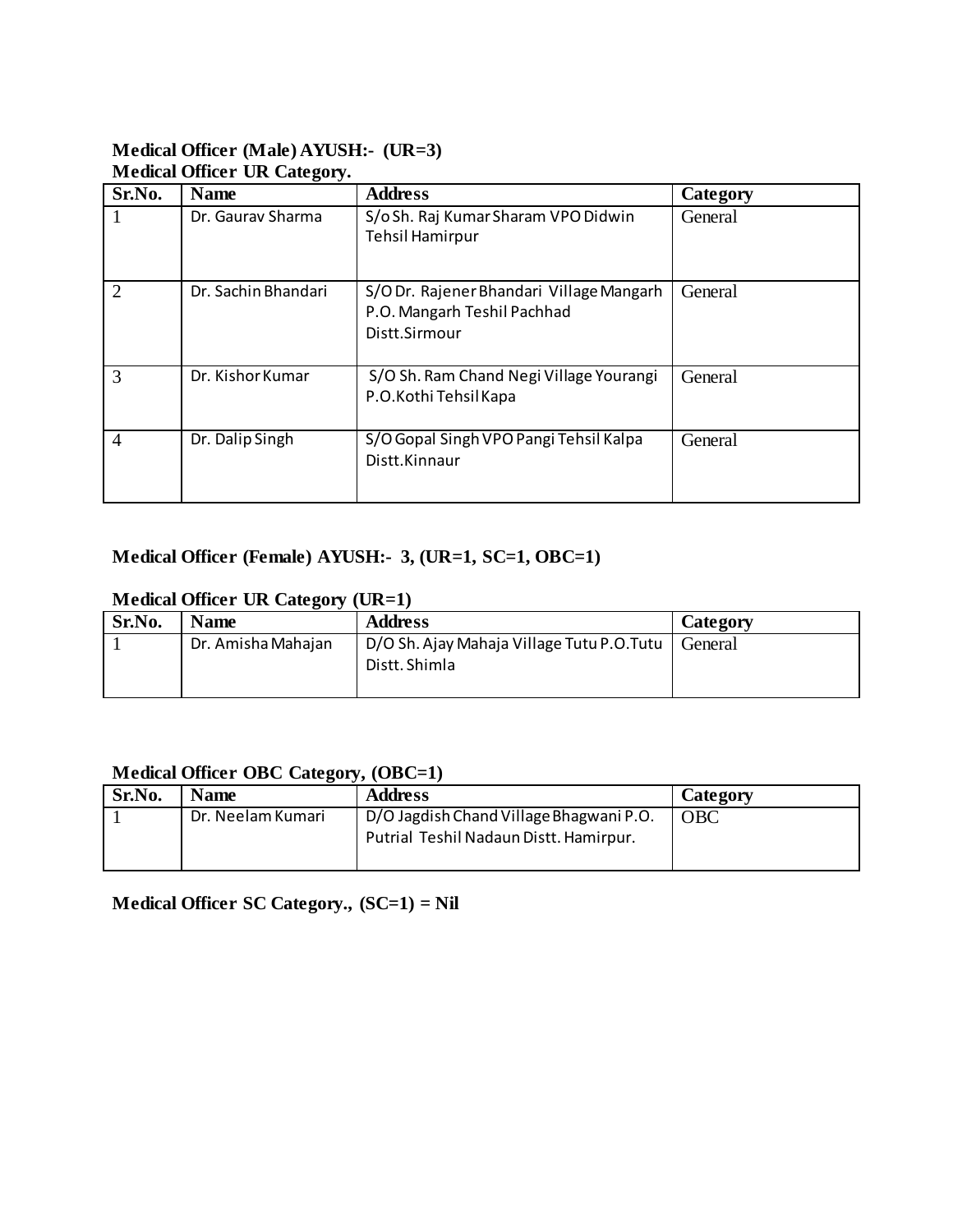**Medical Officer (Male) AYUSH:- (UR=3)**
**Medical Officer UR Category.**

| Sr.No. | Name | Address | Category |
|---|---|---|---|
| 1 | Dr. Gaurav Sharma | S/o Sh. Raj Kumar Sharam VPO Didwin Tehsil Hamirpur | General |
| 2 | Dr. Sachin Bhandari | S/O Dr. Rajener Bhandari Village Mangarh P.O. Mangarh Teshil Pachhad Distt.Sirmour | General |
| 3 | Dr. Kishor Kumar | S/O Sh. Ram Chand Negi Village Yourangi P.O.Kothi Tehsil Kapa | General |
| 4 | Dr. Dalip Singh | S/O Gopal Singh VPO Pangi Tehsil Kalpa Distt.Kinnaur | General |

**Medical Officer (Female) AYUSH:- 3, (UR=1, SC=1, OBC=1)**

**Medical Officer UR Category (UR=1)**

| Sr.No. | Name | Address | Category |
|---|---|---|---|
| 1 | Dr. Amisha Mahajan | D/O Sh. Ajay Mahaja Village Tutu P.O.Tutu Distt. Shimla | General |

**Medical Officer OBC Category, (OBC=1)**

| Sr.No. | Name | Address | Category |
|---|---|---|---|
| 1 | Dr. Neelam Kumari | D/O Jagdish Chand Village Bhagwani P.O. Putrial Teshil Nadaun Distt. Hamirpur. | OBC |

**Medical Officer SC Category., (SC=1) = Nil**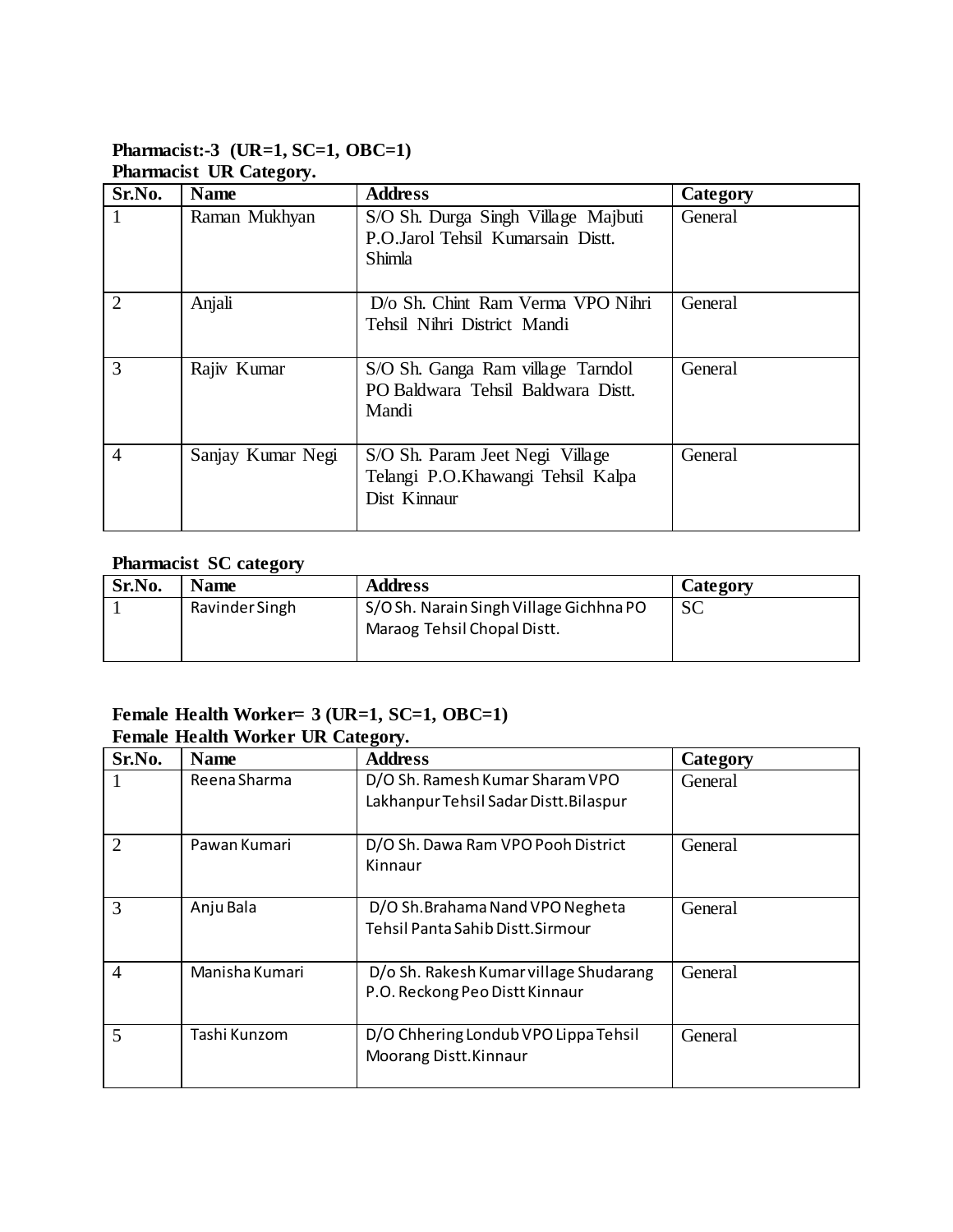**Pharmacist:-3 (UR=1, SC=1, OBC=1)**

**Pharmacist UR Category.**

| Sr.No. | Name | Address | Category |
|---|---|---|---|
| 1 | Raman Mukhyan | S/O Sh. Durga Singh Village Majbuti P.O.Jarol Tehsil Kumarsain Distt. Shimla | General |
| 2 | Anjali | D/o Sh. Chint Ram Verma VPO Nihri Tehsil Nihri District Mandi | General |
| 3 | Rajiv Kumar | S/O Sh. Ganga Ram village Tarndol PO Baldwara Tehsil Baldwara Distt. Mandi | General |
| 4 | Sanjay Kumar Negi | S/O Sh. Param Jeet Negi Village Telangi P.O.Khawangi Tehsil Kalpa Dist Kinnaur | General |

**Pharmacist SC category**

| Sr.No. | Name | Address | Category |
|---|---|---|---|
| 1 | Ravinder Singh | S/O Sh. Narain Singh Village Gichhna PO Maraog Tehsil Chopal Distt. | SC |

**Female Health Worker= 3 (UR=1, SC=1, OBC=1)**

**Female Health Worker UR Category.**

| Sr.No. | Name | Address | Category |
|---|---|---|---|
| 1 | Reena Sharma | D/O Sh. Ramesh Kumar Sharam VPO Lakhanpur Tehsil Sadar Distt.Bilaspur | General |
| 2 | Pawan Kumari | D/O Sh. Dawa Ram VPO Pooh District Kinnaur | General |
| 3 | Anju Bala | D/O Sh.Brahama Nand VPO Negheta Tehsil Panta Sahib Distt.Sirmour | General |
| 4 | Manisha Kumari | D/o Sh. Rakesh Kumar village Shudarang P.O. Reckong Peo Distt Kinnaur | General |
| 5 | Tashi Kunzom | D/O Chhering Londub VPO Lippa Tehsil Moorang Distt.Kinnaur | General |